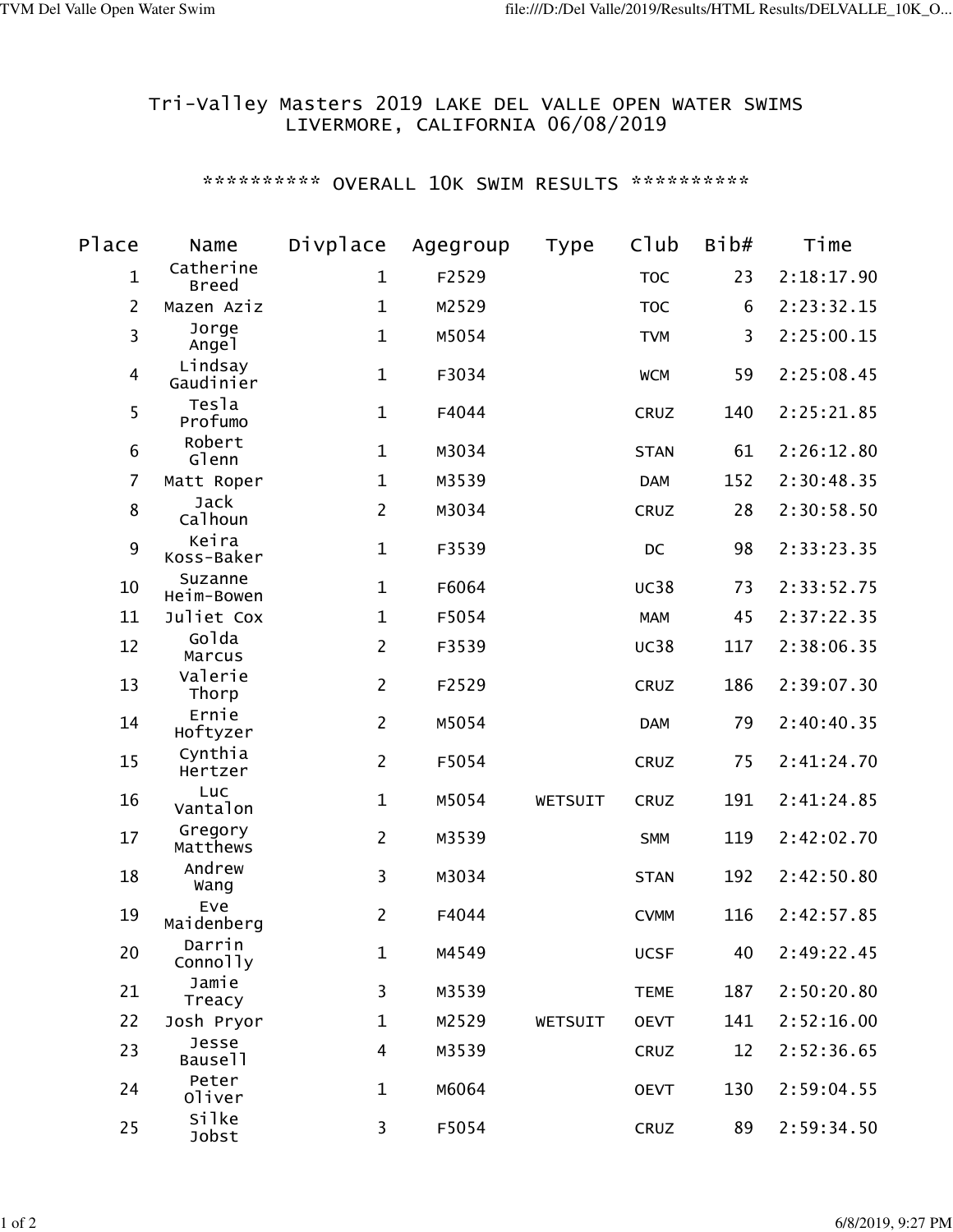# Tri-Valley Masters 2019 LAKE DEL VALLE OPEN WATER SWIMS

## LIVERMORE, CALIFORNIA 06/08/2019

### ********** OVERALL 10K SWIM RESULTS **********

| Place | Name | Divplace | Agegroup | Type | Club | Bib# | Time |
|---|---|---|---|---|---|---|---|
| 1 | Catherine Breed | 1 | F2529 | | TOC | 23 | 2:18:17.90 |
| 2 | Mazen Aziz | 1 | M2529 | | TOC | 6 | 2:23:32.15 |
| 3 | Jorge Angel | 1 | M5054 | | TVM | 3 | 2:25:00.15 |
| 4 | Lindsay Gaudinier | 1 | F3034 | | WCM | 59 | 2:25:08.45 |
| 5 | Tesla Profumo | 1 | F4044 | | CRUZ | 140 | 2:25:21.85 |
| 6 | Robert Glenn | 1 | M3034 | | STAN | 61 | 2:26:12.80 |
| 7 | Matt Roper | 1 | M3539 | | DAM | 152 | 2:30:48.35 |
| 8 | Jack Calhoun | 2 | M3034 | | CRUZ | 28 | 2:30:58.50 |
| 9 | Keira Koss-Baker | 1 | F3539 | | DC | 98 | 2:33:23.35 |
| 10 | Suzanne Heim-Bowen | 1 | F6064 | | UC38 | 73 | 2:33:52.75 |
| 11 | Juliet Cox | 1 | F5054 | | MAM | 45 | 2:37:22.35 |
| 12 | Golda Marcus | 2 | F3539 | | UC38 | 117 | 2:38:06.35 |
| 13 | Valerie Thorp | 2 | F2529 | | CRUZ | 186 | 2:39:07.30 |
| 14 | Ernie Hoftyzer | 2 | M5054 | | DAM | 79 | 2:40:40.35 |
| 15 | Cynthia Hertzer | 2 | F5054 | | CRUZ | 75 | 2:41:24.70 |
| 16 | Luc Vantalon | 1 | M5054 | WETSUIT | CRUZ | 191 | 2:41:24.85 |
| 17 | Gregory Matthews | 2 | M3539 | | SMM | 119 | 2:42:02.70 |
| 18 | Andrew Wang | 3 | M3034 | | STAN | 192 | 2:42:50.80 |
| 19 | Eve Maidenberg | 2 | F4044 | | CVMM | 116 | 2:42:57.85 |
| 20 | Darrin Connolly | 1 | M4549 | | UCSF | 40 | 2:49:22.45 |
| 21 | Jamie Treacy | 3 | M3539 | | TEME | 187 | 2:50:20.80 |
| 22 | Josh Pryor | 1 | M2529 | WETSUIT | OEVT | 141 | 2:52:16.00 |
| 23 | Jesse Bausell | 4 | M3539 | | CRUZ | 12 | 2:52:36.65 |
| 24 | Peter Oliver | 1 | M6064 | | OEVT | 130 | 2:59:04.55 |
| 25 | Silke Jobst | 3 | F5054 | | CRUZ | 89 | 2:59:34.50 |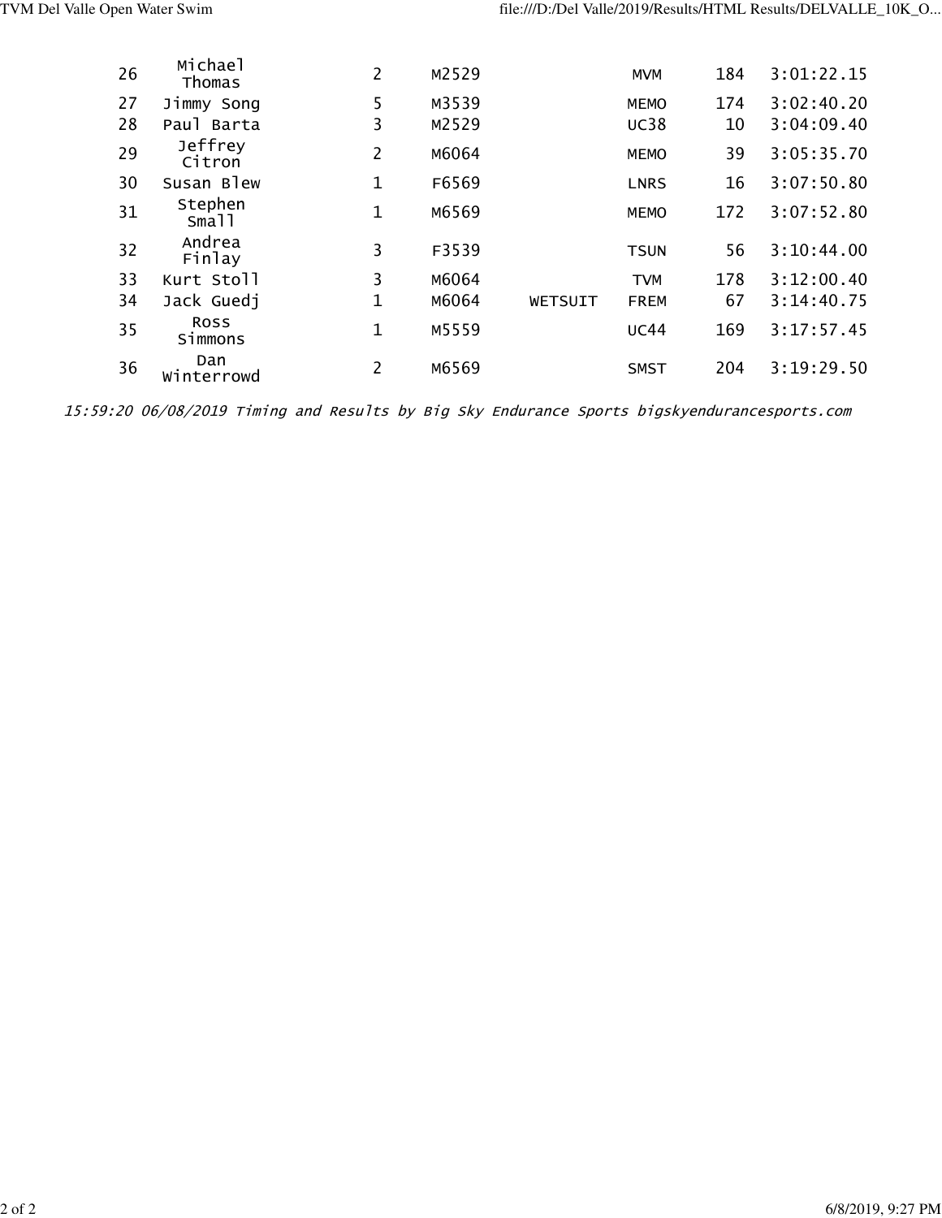| | | | | | | | |
|---|---|---|---|---|---|---|---|
| 26 | Michael Thomas | 2 | M2529 | | MVM | 184 | 3:01:22.15 |
| 27 | Jimmy Song | 5 | M3539 | | MEMO | 174 | 3:02:40.20 |
| 28 | Paul Barta | 3 | M2529 | | UC38 | 10 | 3:04:09.40 |
| 29 | Jeffrey Citron | 2 | M6064 | | MEMO | 39 | 3:05:35.70 |
| 30 | Susan Blew | 1 | F6569 | | LNRS | 16 | 3:07:50.80 |
| 31 | Stephen Small | 1 | M6569 | | MEMO | 172 | 3:07:52.80 |
| 32 | Andrea Finlay | 3 | F3539 | | TSUN | 56 | 3:10:44.00 |
| 33 | Kurt Stoll | 3 | M6064 | | TVM | 178 | 3:12:00.40 |
| 34 | Jack Guedj | 1 | M6064 | WETSUIT | FREM | 67 | 3:14:40.75 |
| 35 | Ross Simmons | 1 | M5559 | | UC44 | 169 | 3:17:57.45 |
| 36 | Dan Winterrowd | 2 | M6569 | | SMST | 204 | 3:19:29.50 |

*15:59:20 06/08/2019 Timing and Results by Big Sky Endurance Sports bigskyendurancesports.com*